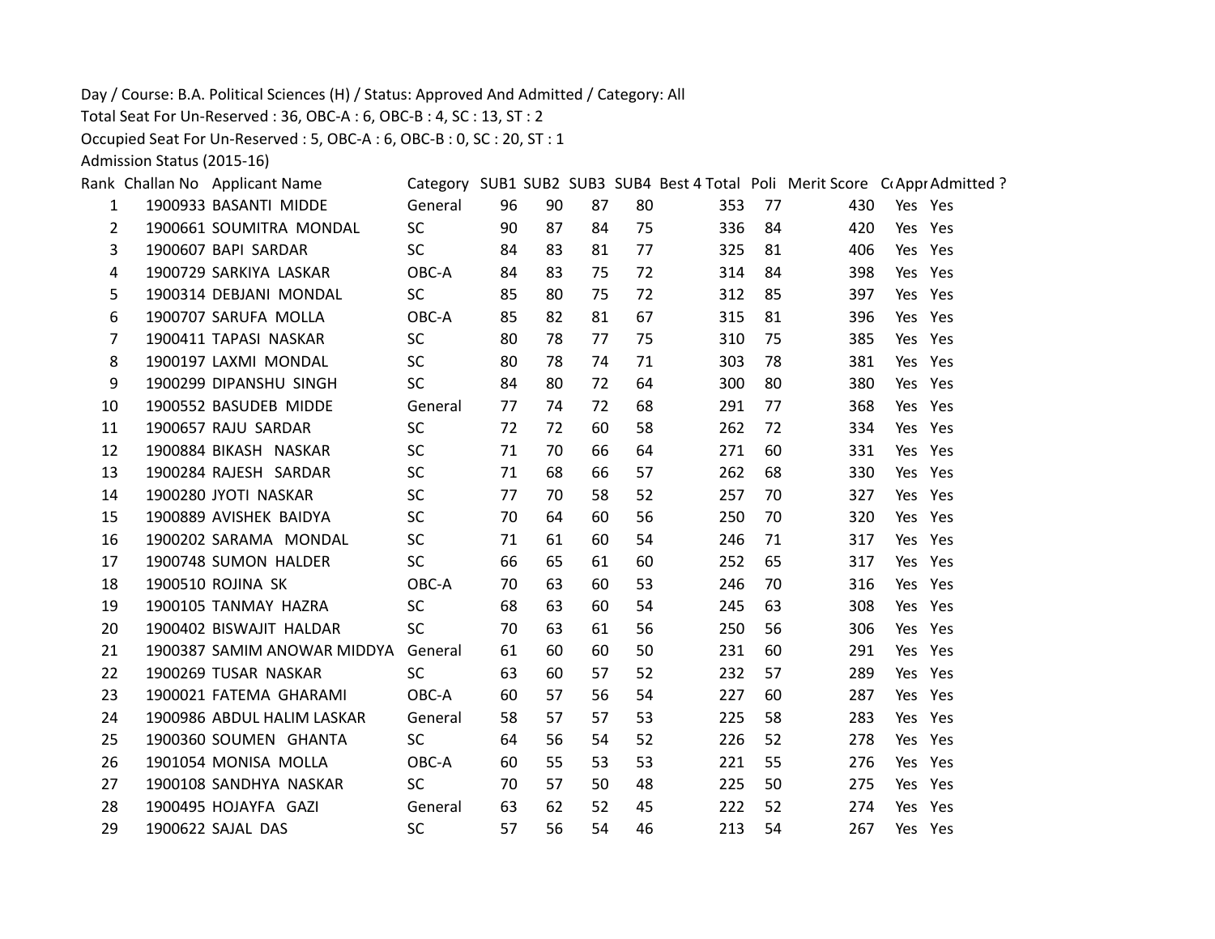Day / Course: B.A. Political Sciences (H) / Status: Approved And Admitted / Category: All

Total Seat For Un-Reserved : 36, OBC-A : 6, OBC-B : 4, SC : 13, ST : 2

Occupied Seat For Un-Reserved : 5, OBC-A : 6, OBC-B : 0, SC : 20, ST : 1

Admission Status (2015-16)

| Rank | Challan No | Applicant Name | Category | SUB1 | SUB2 | SUB3 | SUB4 | Best 4 Total | Poli | Merit Score | C( | Appr | Admitted ? |
|---|---|---|---|---|---|---|---|---|---|---|---|---|---|
| 1 | 1900933 | BASANTI MIDDE | General | 96 | 90 | 87 | 80 | 353 | 77 | 430 | | Yes | Yes |
| 2 | 1900661 | SOUMITRA MONDAL | SC | 90 | 87 | 84 | 75 | 336 | 84 | 420 | | Yes | Yes |
| 3 | 1900607 | BAPI SARDAR | SC | 84 | 83 | 81 | 77 | 325 | 81 | 406 | | Yes | Yes |
| 4 | 1900729 | SARKIYA LASKAR | OBC-A | 84 | 83 | 75 | 72 | 314 | 84 | 398 | | Yes | Yes |
| 5 | 1900314 | DEBJANI MONDAL | SC | 85 | 80 | 75 | 72 | 312 | 85 | 397 | | Yes | Yes |
| 6 | 1900707 | SARUFA MOLLA | OBC-A | 85 | 82 | 81 | 67 | 315 | 81 | 396 | | Yes | Yes |
| 7 | 1900411 | TAPASI NASKAR | SC | 80 | 78 | 77 | 75 | 310 | 75 | 385 | | Yes | Yes |
| 8 | 1900197 | LAXMI MONDAL | SC | 80 | 78 | 74 | 71 | 303 | 78 | 381 | | Yes | Yes |
| 9 | 1900299 | DIPANSHU SINGH | SC | 84 | 80 | 72 | 64 | 300 | 80 | 380 | | Yes | Yes |
| 10 | 1900552 | BASUDEB MIDDE | General | 77 | 74 | 72 | 68 | 291 | 77 | 368 | | Yes | Yes |
| 11 | 1900657 | RAJU SARDAR | SC | 72 | 72 | 60 | 58 | 262 | 72 | 334 | | Yes | Yes |
| 12 | 1900884 | BIKASH NASKAR | SC | 71 | 70 | 66 | 64 | 271 | 60 | 331 | | Yes | Yes |
| 13 | 1900284 | RAJESH SARDAR | SC | 71 | 68 | 66 | 57 | 262 | 68 | 330 | | Yes | Yes |
| 14 | 1900280 | JYOTI NASKAR | SC | 77 | 70 | 58 | 52 | 257 | 70 | 327 | | Yes | Yes |
| 15 | 1900889 | AVISHEK BAIDYA | SC | 70 | 64 | 60 | 56 | 250 | 70 | 320 | | Yes | Yes |
| 16 | 1900202 | SARAMA MONDAL | SC | 71 | 61 | 60 | 54 | 246 | 71 | 317 | | Yes | Yes |
| 17 | 1900748 | SUMON HALDER | SC | 66 | 65 | 61 | 60 | 252 | 65 | 317 | | Yes | Yes |
| 18 | 1900510 | ROJINA SK | OBC-A | 70 | 63 | 60 | 53 | 246 | 70 | 316 | | Yes | Yes |
| 19 | 1900105 | TANMAY HAZRA | SC | 68 | 63 | 60 | 54 | 245 | 63 | 308 | | Yes | Yes |
| 20 | 1900402 | BISWAJIT HALDAR | SC | 70 | 63 | 61 | 56 | 250 | 56 | 306 | | Yes | Yes |
| 21 | 1900387 | SAMIM ANOWAR MIDDYA | General | 61 | 60 | 60 | 50 | 231 | 60 | 291 | | Yes | Yes |
| 22 | 1900269 | TUSAR NASKAR | SC | 63 | 60 | 57 | 52 | 232 | 57 | 289 | | Yes | Yes |
| 23 | 1900021 | FATEMA GHARAMI | OBC-A | 60 | 57 | 56 | 54 | 227 | 60 | 287 | | Yes | Yes |
| 24 | 1900986 | ABDUL HALIM LASKAR | General | 58 | 57 | 57 | 53 | 225 | 58 | 283 | | Yes | Yes |
| 25 | 1900360 | SOUMEN GHANTA | SC | 64 | 56 | 54 | 52 | 226 | 52 | 278 | | Yes | Yes |
| 26 | 1901054 | MONISA MOLLA | OBC-A | 60 | 55 | 53 | 53 | 221 | 55 | 276 | | Yes | Yes |
| 27 | 1900108 | SANDHYA NASKAR | SC | 70 | 57 | 50 | 48 | 225 | 50 | 275 | | Yes | Yes |
| 28 | 1900495 | HOJAYFA GAZI | General | 63 | 62 | 52 | 45 | 222 | 52 | 274 | | Yes | Yes |
| 29 | 1900622 | SAJAL DAS | SC | 57 | 56 | 54 | 46 | 213 | 54 | 267 | | Yes | Yes |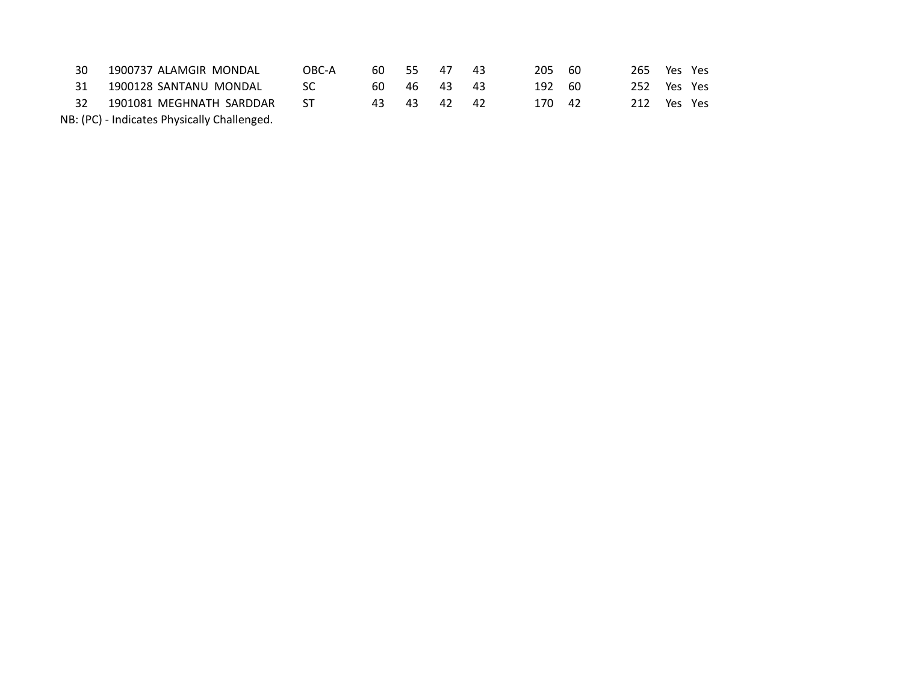| | | | | | | | | | | | | |
|---|---|---|---|---|---|---|---|---|---|---|---|---|
| 30 | 1900737 | ALAMGIR MONDAL | OBC-A | 60 | 55 | 47 | 43 | 205 | 60 | 265 | Yes | Yes |
| 31 | 1900128 | SANTANU MONDAL | SC | 60 | 46 | 43 | 43 | 192 | 60 | 252 | Yes | Yes |
| 32 | 1901081 | MEGHNATH SARDDAR | ST | 43 | 43 | 42 | 42 | 170 | 42 | 212 | Yes | Yes |

NB: (PC) - Indicates Physically Challenged.